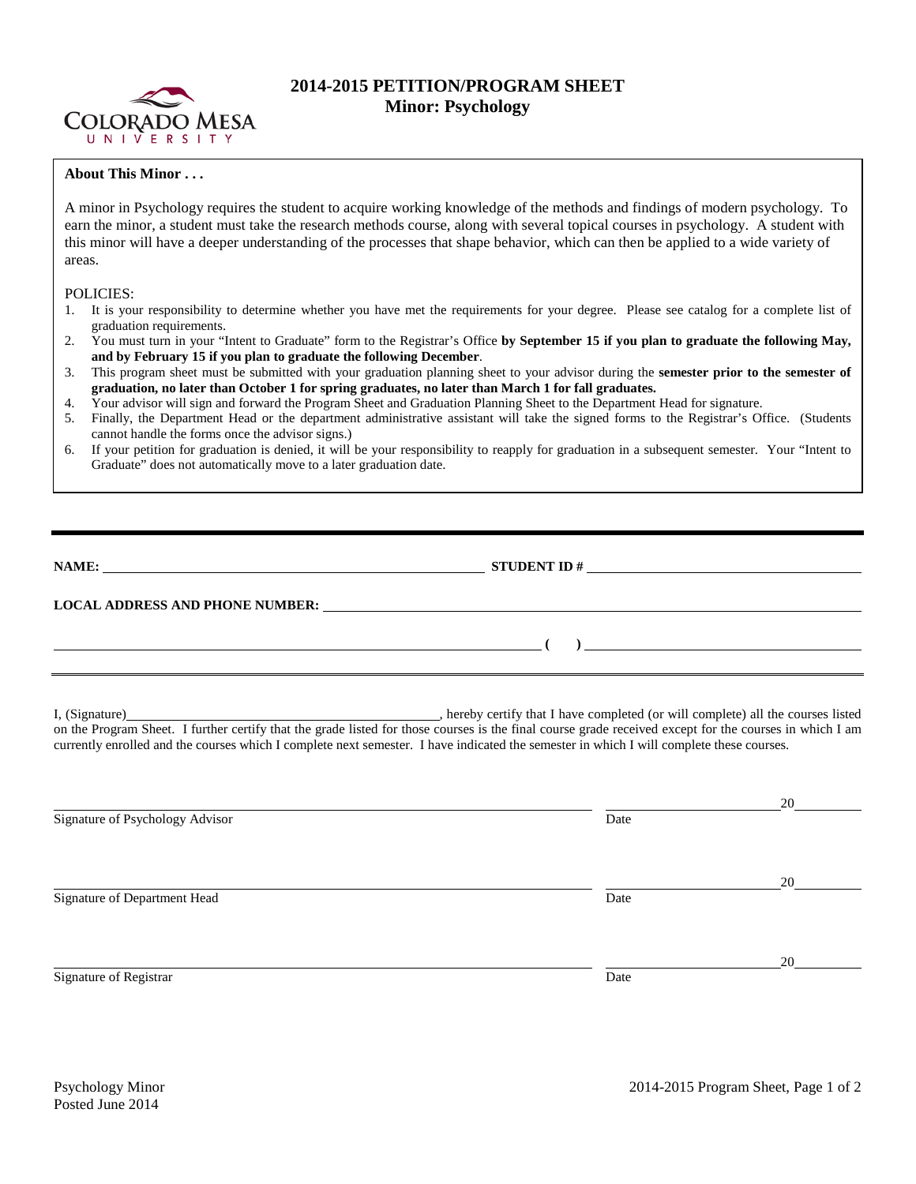# 2014-2015 PETITION/PROGRAM SHEET
## Minor: Psychology

**About This Minor . . .**

A minor in Psychology requires the student to acquire working knowledge of the methods and findings of modern psychology. To earn the minor, a student must take the research methods course, along with several topical courses in psychology. A student with this minor will have a deeper understanding of the processes that shape behavior, which can then be applied to a wide variety of areas.

POLICIES:

1. It is your responsibility to determine whether you have met the requirements for your degree. Please see catalog for a complete list of graduation requirements.
2. You must turn in your "Intent to Graduate" form to the Registrar's Office **by September 15 if you plan to graduate the following May, and by February 15 if you plan to graduate the following December**.
3. This program sheet must be submitted with your graduation planning sheet to your advisor during the **semester prior to the semester of graduation, no later than October 1 for spring graduates, no later than March 1 for fall graduates.**
4. Your advisor will sign and forward the Program Sheet and Graduation Planning Sheet to the Department Head for signature.
5. Finally, the Department Head or the department administrative assistant will take the signed forms to the Registrar's Office. (Students cannot handle the forms once the advisor signs.)
6. If your petition for graduation is denied, it will be your responsibility to reapply for graduation in a subsequent semester. Your "Intent to Graduate" does not automatically move to a later graduation date.

---

**NAME:** ______________________________ **STUDENT ID #** ______________________________

**LOCAL ADDRESS AND PHONE NUMBER:** ______________________________

______________________________ **( )** ______________________________

---

I, (Signature)______________________________, hereby certify that I have completed (or will complete) all the courses listed on the Program Sheet. I further certify that the grade listed for those courses is the final course grade received except for the courses in which I am currently enrolled and the courses which I complete next semester. I have indicated the semester in which I will complete these courses.

______________________________ ______________ 20______
Signature of Psychology Advisor Date

______________________________ ______________ 20______
Signature of Department Head Date

______________________________ ______________ 20______
Signature of Registrar Date

Psychology Minor
Posted June 2014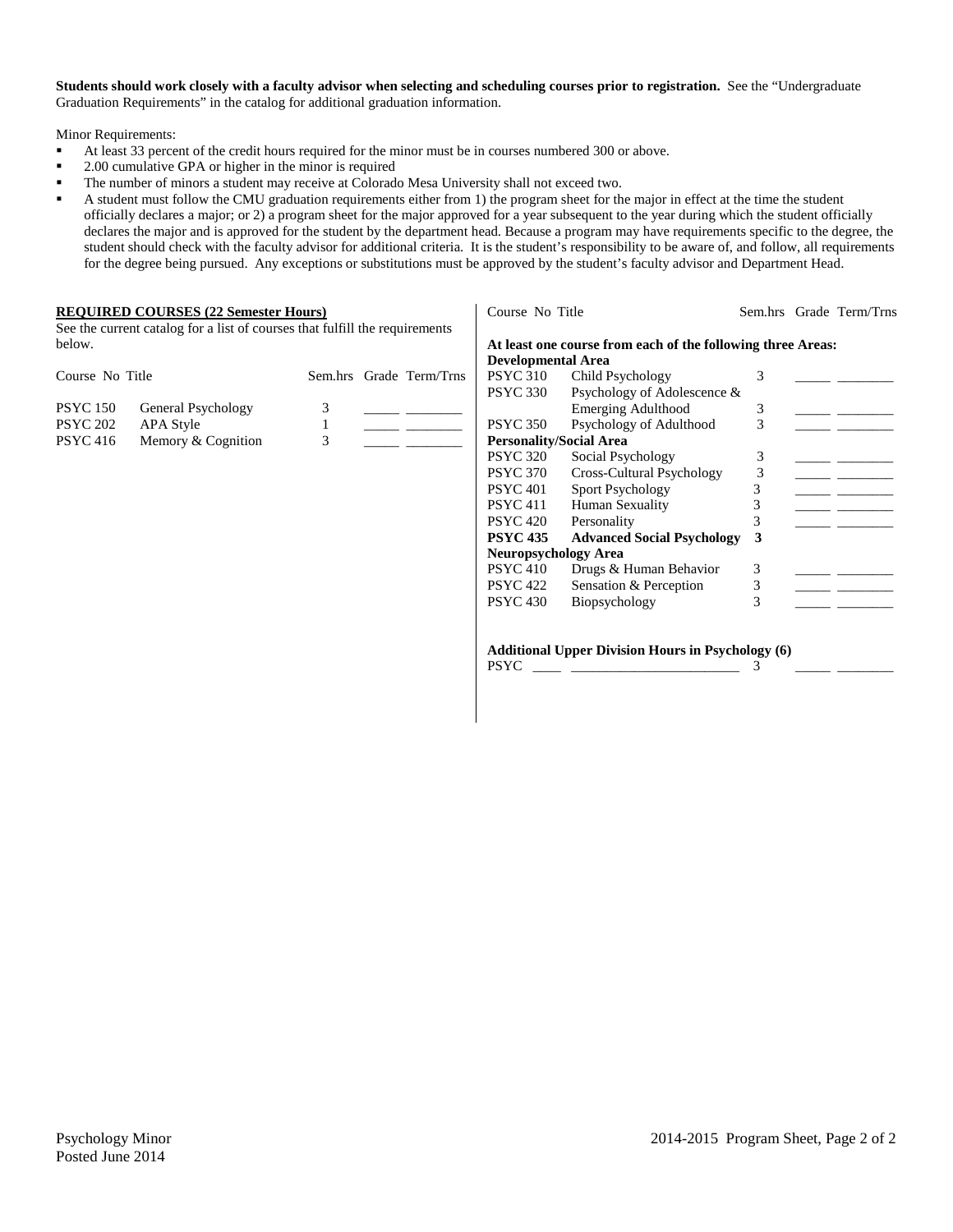**Students should work closely with a faculty advisor when selecting and scheduling courses prior to registration.** See the "Undergraduate Graduation Requirements" in the catalog for additional graduation information.

Minor Requirements:

- At least 33 percent of the credit hours required for the minor must be in courses numbered 300 or above.
- 2.00 cumulative GPA or higher in the minor is required
- The number of minors a student may receive at Colorado Mesa University shall not exceed two.
- A student must follow the CMU graduation requirements either from 1) the program sheet for the major in effect at the time the student officially declares a major; or 2) a program sheet for the major approved for a year subsequent to the year during which the student officially declares the major and is approved for the student by the department head. Because a program may have requirements specific to the degree, the student should check with the faculty advisor for additional criteria. It is the student's responsibility to be aware of, and follow, all requirements for the degree being pursued. Any exceptions or substitutions must be approved by the student's faculty advisor and Department Head.

**REQUIRED COURSES (22 Semester Hours)**

See the current catalog for a list of courses that fulfill the requirements below.

| Course No | Title | Sem.hrs | Grade | Term/Trns |
|---|---|---|---|---|
| PSYC 150 | General Psychology | 3 | _____ | ________ |
| PSYC 202 | APA Style | 1 | _____ | ________ |
| PSYC 416 | Memory & Cognition | 3 | _____ | ________ |

**At least one course from each of the following three Areas:**

| Course No | Title | Sem.hrs | Grade | Term/Trns |
|---|---|---|---|---|
| **Developmental Area** | | | | |
| PSYC 310 | Child Psychology | 3 | _____ | ________ |
| PSYC 330 | Psychology of Adolescence & Emerging Adulthood | 3 | _____ | ________ |
| PSYC 350 | Psychology of Adulthood | 3 | _____ | ________ |
| **Personality/Social Area** | | | | |
| PSYC 320 | Social Psychology | 3 | _____ | ________ |
| PSYC 370 | Cross-Cultural Psychology | 3 | _____ | ________ |
| PSYC 401 | Sport Psychology | 3 | _____ | ________ |
| PSYC 411 | Human Sexuality | 3 | _____ | ________ |
| PSYC 420 | Personality | 3 | _____ | ________ |
| **PSYC 435** | **Advanced Social Psychology** | **3** | | |
| **Neuropsychology Area** | | | | |
| PSYC 410 | Drugs & Human Behavior | 3 | _____ | ________ |
| PSYC 422 | Sensation & Perception | 3 | _____ | ________ |
| PSYC 430 | Biopsychology | 3 | _____ | ________ |

**Additional Upper Division Hours in Psychology (6)**

| Course No | Title | Sem.hrs | Grade | Term/Trns |
|---|---|---|---|---|
| PSYC ____ | ________________________ | 3 | _____ | ________ |